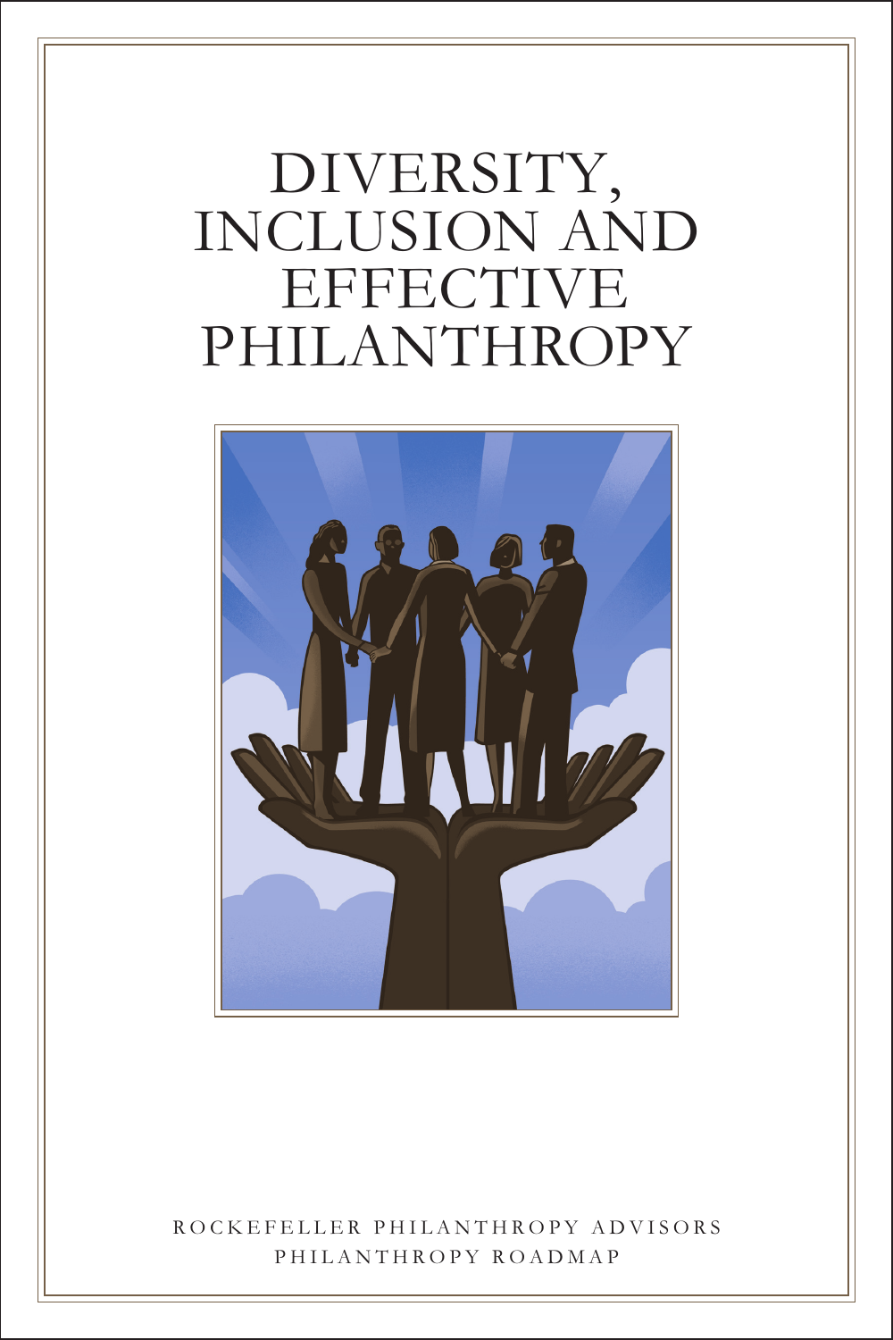# DIVERSITY, INCLUSION AND EFFECTIVE PHILANTHROPY

ROCKEFELLER PHILANTHROPY ADVISORS

PHILANTHROPY ROADMAP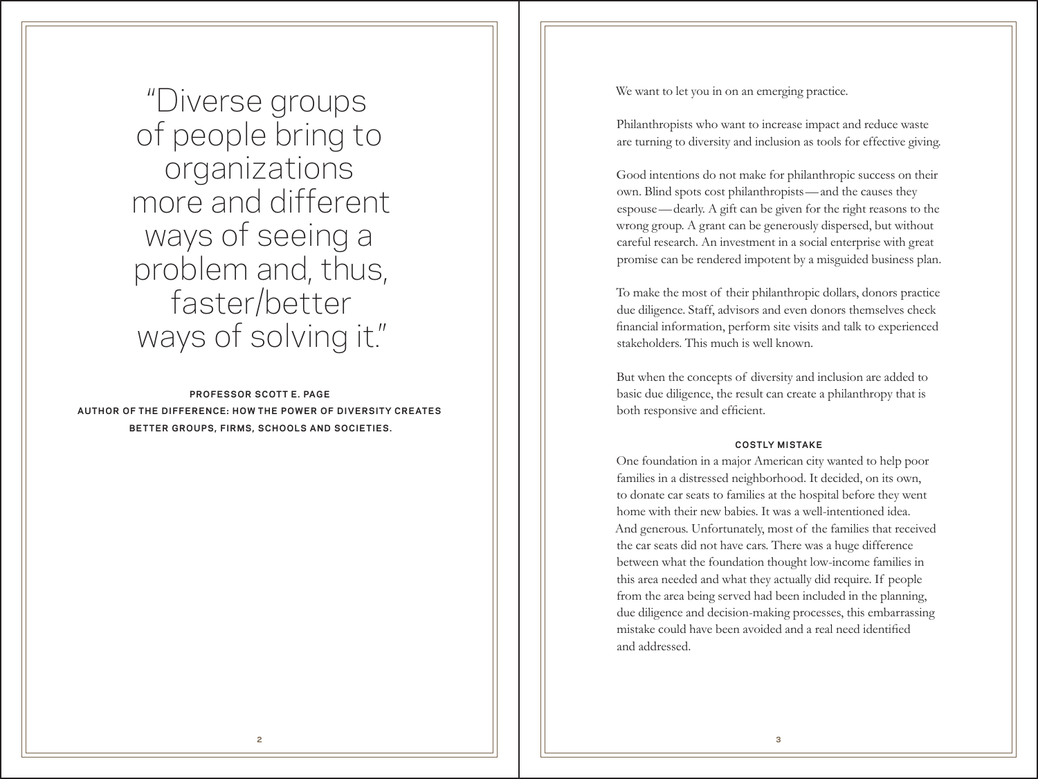> "Diverse groups of people bring to organizations more and different ways of seeing a problem and, thus, faster/better ways of solving it."

**PROFESSOR SCOTT E. PAGE**
**AUTHOR OF THE DIFFERENCE: HOW THE POWER OF DIVERSITY CREATES BETTER GROUPS, FIRMS, SCHOOLS AND SOCIETIES.**

We want to let you in on an emerging practice.

Philanthropists who want to increase impact and reduce waste are turning to diversity and inclusion as tools for effective giving.

Good intentions do not make for philanthropic success on their own. Blind spots cost philanthropists—and the causes they espouse—dearly. A gift can be given for the right reasons to the wrong group. A grant can be generously dispersed, but without careful research. An investment in a social enterprise with great promise can be rendered impotent by a misguided business plan.

To make the most of their philanthropic dollars, donors practice due diligence. Staff, advisors and even donors themselves check financial information, perform site visits and talk to experienced stakeholders. This much is well known.

But when the concepts of diversity and inclusion are added to basic due diligence, the result can create a philanthropy that is both responsive and efficient.

### COSTLY MISTAKE

One foundation in a major American city wanted to help poor families in a distressed neighborhood. It decided, on its own, to donate car seats to families at the hospital before they went home with their new babies. It was a well-intentioned idea. And generous. Unfortunately, most of the families that received the car seats did not have cars. There was a huge difference between what the foundation thought low-income families in this area needed and what they actually did require. If people from the area being served had been included in the planning, due diligence and decision-making processes, this embarrassing mistake could have been avoided and a real need identified and addressed.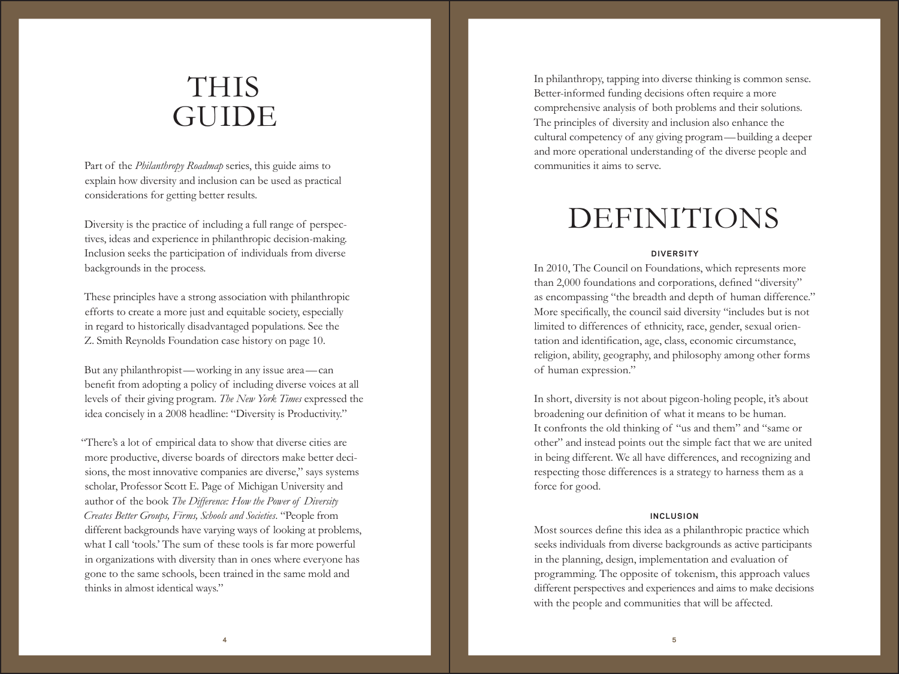# THIS GUIDE

Part of the *Philanthropy Roadmap* series, this guide aims to explain how diversity and inclusion can be used as practical considerations for getting better results.

Diversity is the practice of including a full range of perspectives, ideas and experience in philanthropic decision-making. Inclusion seeks the participation of individuals from diverse backgrounds in the process.

These principles have a strong association with philanthropic efforts to create a more just and equitable society, especially in regard to historically disadvantaged populations. See the Z. Smith Reynolds Foundation case history on page 10.

But any philanthropist—working in any issue area—can benefit from adopting a policy of including diverse voices at all levels of their giving program. *The New York Times* expressed the idea concisely in a 2008 headline: "Diversity is Productivity."

"There's a lot of empirical data to show that diverse cities are more productive, diverse boards of directors make better decisions, the most innovative companies are diverse," says systems scholar, Professor Scott E. Page of Michigan University and author of the book *The Difference: How the Power of Diversity Creates Better Groups, Firms, Schools and Societies*. "People from different backgrounds have varying ways of looking at problems, what I call 'tools.' The sum of these tools is far more powerful in organizations with diversity than in ones where everyone has gone to the same schools, been trained in the same mold and thinks in almost identical ways."

In philanthropy, tapping into diverse thinking is common sense. Better-informed funding decisions often require a more comprehensive analysis of both problems and their solutions. The principles of diversity and inclusion also enhance the cultural competency of any giving program—building a deeper and more operational understanding of the diverse people and communities it aims to serve.

# DEFINITIONS

### DIVERSITY

In 2010, The Council on Foundations, which represents more than 2,000 foundations and corporations, defined "diversity" as encompassing "the breadth and depth of human difference." More specifically, the council said diversity "includes but is not limited to differences of ethnicity, race, gender, sexual orientation and identification, age, class, economic circumstance, religion, ability, geography, and philosophy among other forms of human expression."

In short, diversity is not about pigeon-holing people, it's about broadening our definition of what it means to be human. It confronts the old thinking of "us and them" and "same or other" and instead points out the simple fact that we are united in being different. We all have differences, and recognizing and respecting those differences is a strategy to harness them as a force for good.

### INCLUSION

Most sources define this idea as a philanthropic practice which seeks individuals from diverse backgrounds as active participants in the planning, design, implementation and evaluation of programming. The opposite of tokenism, this approach values different perspectives and experiences and aims to make decisions with the people and communities that will be affected.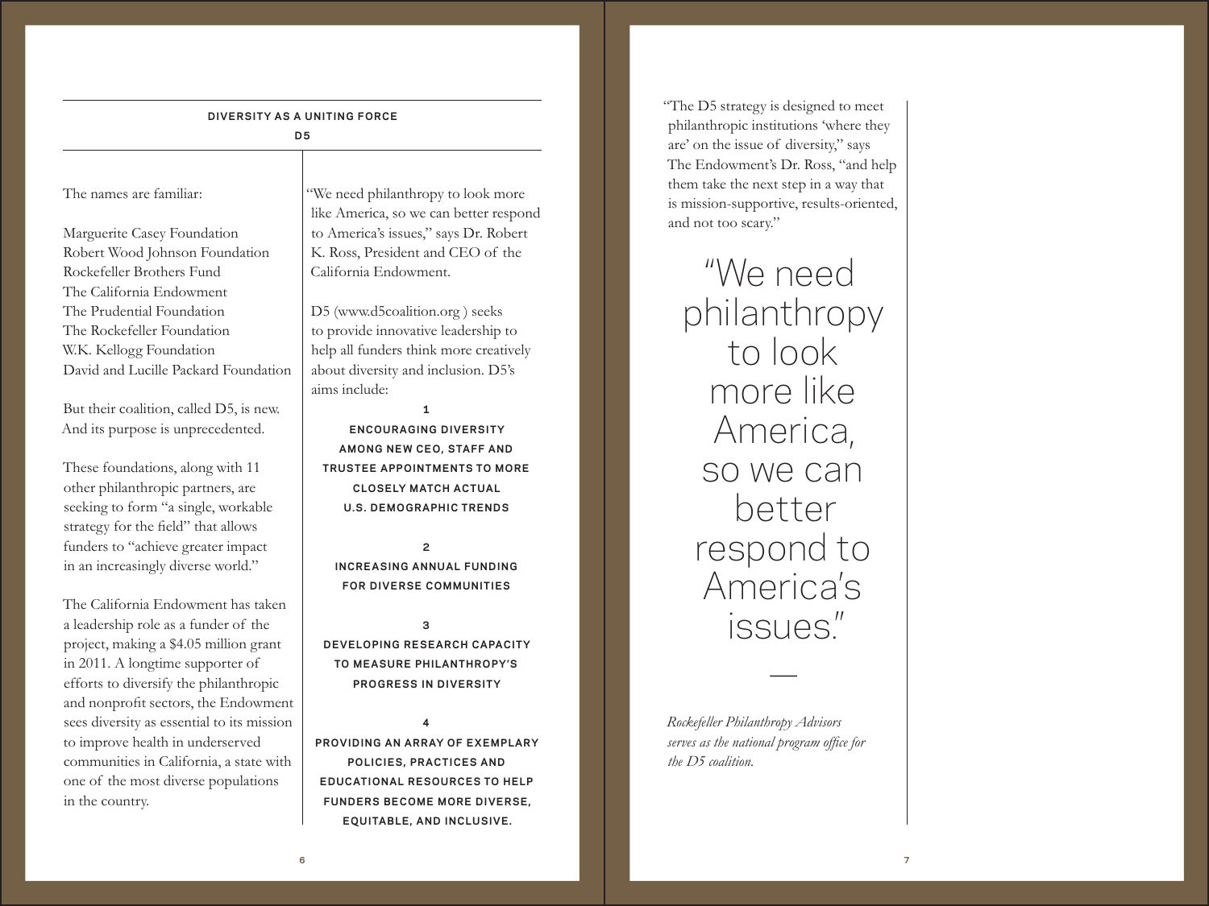## DIVERSITY AS A UNITING FORCE

### D5

The names are familiar:

Marguerite Casey Foundation
Robert Wood Johnson Foundation
Rockefeller Brothers Fund
The California Endowment
The Prudential Foundation
The Rockefeller Foundation
W.K. Kellogg Foundation
David and Lucille Packard Foundation

But their coalition, called D5, is new. And its purpose is unprecedented.

These foundations, along with 11 other philanthropic partners, are seeking to form "a single, workable strategy for the field" that allows funders to "achieve greater impact in an increasingly diverse world."

The California Endowment has taken a leadership role as a funder of the project, making a $4.05 million grant in 2011. A longtime supporter of efforts to diversify the philanthropic and nonprofit sectors, the Endowment sees diversity as essential to its mission to improve health in underserved communities in California, a state with one of the most diverse populations in the country.

"We need philanthropy to look more like America, so we can better respond to America's issues," says Dr. Robert K. Ross, President and CEO of the California Endowment.

D5 (www.d5coalition.org ) seeks to provide innovative leadership to help all funders think more creatively about diversity and inclusion. D5's aims include:

**1**
**ENCOURAGING DIVERSITY AMONG NEW CEO, STAFF AND TRUSTEE APPOINTMENTS TO MORE CLOSELY MATCH ACTUAL U.S. DEMOGRAPHIC TRENDS**

**2**
**INCREASING ANNUAL FUNDING FOR DIVERSE COMMUNITIES**

**3**
**DEVELOPING RESEARCH CAPACITY TO MEASURE PHILANTHROPY'S PROGRESS IN DIVERSITY**

**4**
**PROVIDING AN ARRAY OF EXEMPLARY POLICIES, PRACTICES AND EDUCATIONAL RESOURCES TO HELP FUNDERS BECOME MORE DIVERSE, EQUITABLE, AND INCLUSIVE.**

"The D5 strategy is designed to meet philanthropic institutions 'where they are' on the issue of diversity," says The Endowment's Dr. Ross, "and help them take the next step in a way that is mission-supportive, results-oriented, and not too scary."

> "We need philanthropy to look more like America, so we can better respond to America's issues."

*Rockefeller Philanthropy Advisors serves as the national program office for the D5 coalition.*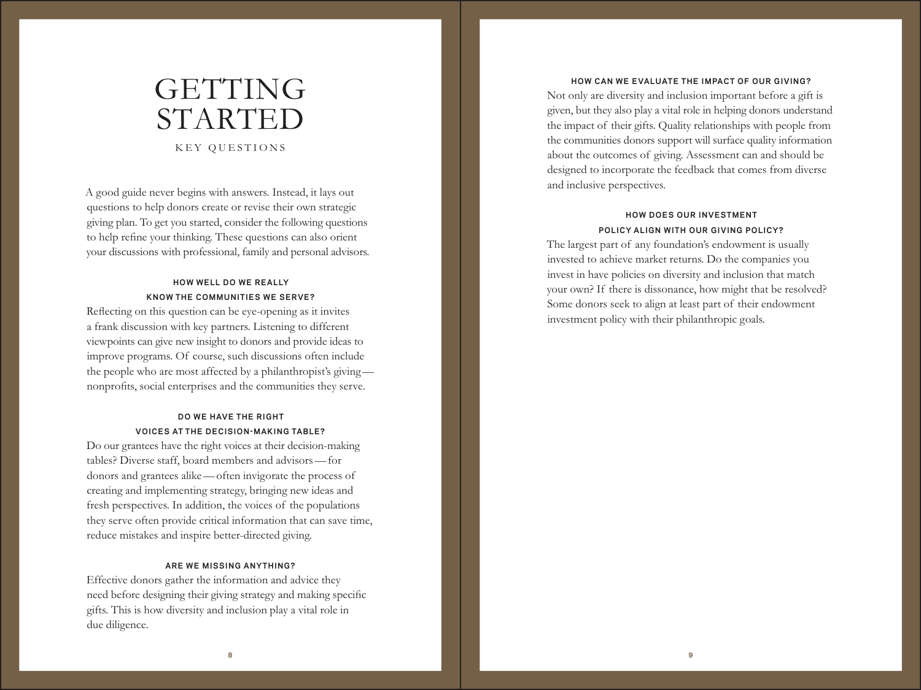# GETTING STARTED

## KEY QUESTIONS

A good guide never begins with answers. Instead, it lays out questions to help donors create or revise their own strategic giving plan. To get you started, consider the following questions to help refine your thinking. These questions can also orient your discussions with professional, family and personal advisors.

### HOW WELL DO WE REALLY KNOW THE COMMUNITIES WE SERVE?

Reflecting on this question can be eye-opening as it invites a frank discussion with key partners. Listening to different viewpoints can give new insight to donors and provide ideas to improve programs. Of course, such discussions often include the people who are most affected by a philanthropist's giving—nonprofits, social enterprises and the communities they serve.

### DO WE HAVE THE RIGHT VOICES AT THE DECISION-MAKING TABLE?

Do our grantees have the right voices at their decision-making tables? Diverse staff, board members and advisors—for donors and grantees alike—often invigorate the process of creating and implementing strategy, bringing new ideas and fresh perspectives. In addition, the voices of the populations they serve often provide critical information that can save time, reduce mistakes and inspire better-directed giving.

### ARE WE MISSING ANYTHING?

Effective donors gather the information and advice they need before designing their giving strategy and making specific gifts. This is how diversity and inclusion play a vital role in due diligence.

### HOW CAN WE EVALUATE THE IMPACT OF OUR GIVING?

Not only are diversity and inclusion important before a gift is given, but they also play a vital role in helping donors understand the impact of their gifts. Quality relationships with people from the communities donors support will surface quality information about the outcomes of giving. Assessment can and should be designed to incorporate the feedback that comes from diverse and inclusive perspectives.

### HOW DOES OUR INVESTMENT POLICY ALIGN WITH OUR GIVING POLICY?

The largest part of any foundation's endowment is usually invested to achieve market returns. Do the companies you invest in have policies on diversity and inclusion that match your own? If there is dissonance, how might that be resolved? Some donors seek to align at least part of their endowment investment policy with their philanthropic goals.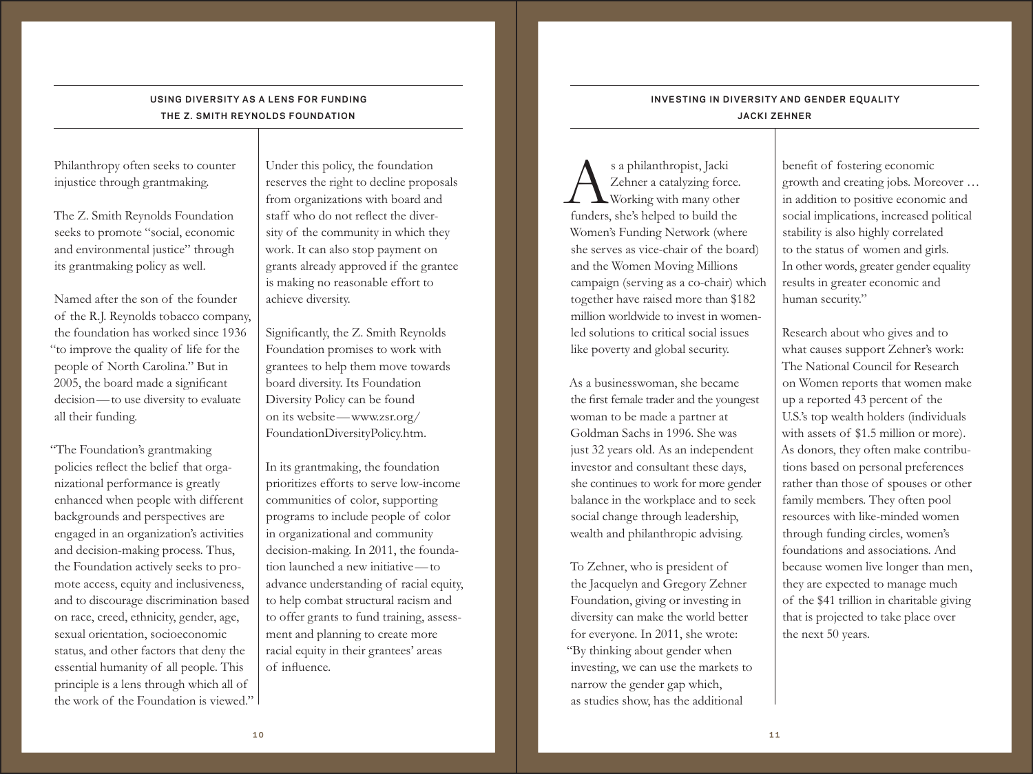## USING DIVERSITY AS A LENS FOR FUNDING
### THE Z. SMITH REYNOLDS FOUNDATION

Philanthropy often seeks to counter injustice through grantmaking.

The Z. Smith Reynolds Foundation seeks to promote "social, economic and environmental justice" through its grantmaking policy as well.

Named after the son of the founder of the R.J. Reynolds tobacco company, the foundation has worked since 1936 "to improve the quality of life for the people of North Carolina." But in 2005, the board made a significant decision—to use diversity to evaluate all their funding.

"The Foundation's grantmaking policies reflect the belief that organizational performance is greatly enhanced when people with different backgrounds and perspectives are engaged in an organization's activities and decision-making process. Thus, the Foundation actively seeks to promote access, equity and inclusiveness, and to discourage discrimination based on race, creed, ethnicity, gender, age, sexual orientation, socioeconomic status, and other factors that deny the essential humanity of all people. This principle is a lens through which all of the work of the Foundation is viewed."

Under this policy, the foundation reserves the right to decline proposals from organizations with board and staff who do not reflect the diversity of the community in which they work. It can also stop payment on grants already approved if the grantee is making no reasonable effort to achieve diversity.

Significantly, the Z. Smith Reynolds Foundation promises to work with grantees to help them move towards board diversity. Its Foundation Diversity Policy can be found on its website—www.zsr.org/FoundationDiversityPolicy.htm.

In its grantmaking, the foundation prioritizes efforts to serve low-income communities of color, supporting programs to include people of color in organizational and community decision-making. In 2011, the foundation launched a new initiative—to advance understanding of racial equity, to help combat structural racism and to offer grants to fund training, assessment and planning to create more racial equity in their grantees' areas of influence.

## INVESTING IN DIVERSITY AND GENDER EQUALITY
### JACKI ZEHNER

As a philanthropist, Jacki Zehner a catalyzing force. Working with many other funders, she's helped to build the Women's Funding Network (where she serves as vice-chair of the board) and the Women Moving Millions campaign (serving as a co-chair) which together have raised more than $182 million worldwide to invest in women-led solutions to critical social issues like poverty and global security.

As a businesswoman, she became the first female trader and the youngest woman to be made a partner at Goldman Sachs in 1996. She was just 32 years old. As an independent investor and consultant these days, she continues to work for more gender balance in the workplace and to seek social change through leadership, wealth and philanthropic advising.

To Zehner, who is president of the Jacquelyn and Gregory Zehner Foundation, giving or investing in diversity can make the world better for everyone. In 2011, she wrote: "By thinking about gender when investing, we can use the markets to narrow the gender gap which, as studies show, has the additional benefit of fostering economic growth and creating jobs. Moreover … in addition to positive economic and social implications, increased political stability is also highly correlated to the status of women and girls. In other words, greater gender equality results in greater economic and human security."

Research about who gives and to what causes support Zehner's work: The National Council for Research on Women reports that women make up a reported 43 percent of the U.S.'s top wealth holders (individuals with assets of $1.5 million or more). As donors, they often make contributions based on personal preferences rather than those of spouses or other family members. They often pool resources with like-minded women through funding circles, women's foundations and associations. And because women live longer than men, they are expected to manage much of the $41 trillion in charitable giving that is projected to take place over the next 50 years.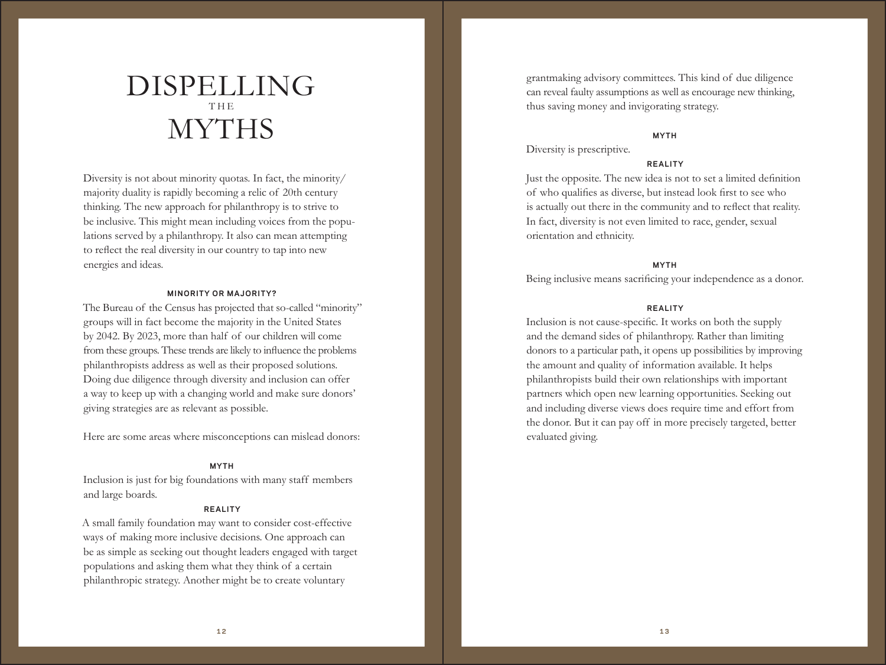# DISPELLING THE MYTHS

Diversity is not about minority quotas. In fact, the minority/majority duality is rapidly becoming a relic of 20th century thinking. The new approach for philanthropy is to strive to be inclusive. This might mean including voices from the populations served by a philanthropy. It also can mean attempting to reflect the real diversity in our country to tap into new energies and ideas.

### MINORITY OR MAJORITY?

The Bureau of the Census has projected that so-called "minority" groups will in fact become the majority in the United States by 2042. By 2023, more than half of our children will come from these groups. These trends are likely to influence the problems philanthropists address as well as their proposed solutions. Doing due diligence through diversity and inclusion can offer a way to keep up with a changing world and make sure donors' giving strategies are as relevant as possible.

Here are some areas where misconceptions can mislead donors:

**MYTH**

Inclusion is just for big foundations with many staff members and large boards.

**REALITY**

A small family foundation may want to consider cost-effective ways of making more inclusive decisions. One approach can be as simple as seeking out thought leaders engaged with target populations and asking them what they think of a certain philanthropic strategy. Another might be to create voluntary grantmaking advisory committees. This kind of due diligence can reveal faulty assumptions as well as encourage new thinking, thus saving money and invigorating strategy.

**MYTH**

Diversity is prescriptive.

**REALITY**

Just the opposite. The new idea is not to set a limited definition of who qualifies as diverse, but instead look first to see who is actually out there in the community and to reflect that reality. In fact, diversity is not even limited to race, gender, sexual orientation and ethnicity.

**MYTH**

Being inclusive means sacrificing your independence as a donor.

**REALITY**

Inclusion is not cause-specific. It works on both the supply and the demand sides of philanthropy. Rather than limiting donors to a particular path, it opens up possibilities by improving the amount and quality of information available. It helps philanthropists build their own relationships with important partners which open new learning opportunities. Seeking out and including diverse views does require time and effort from the donor. But it can pay off in more precisely targeted, better evaluated giving.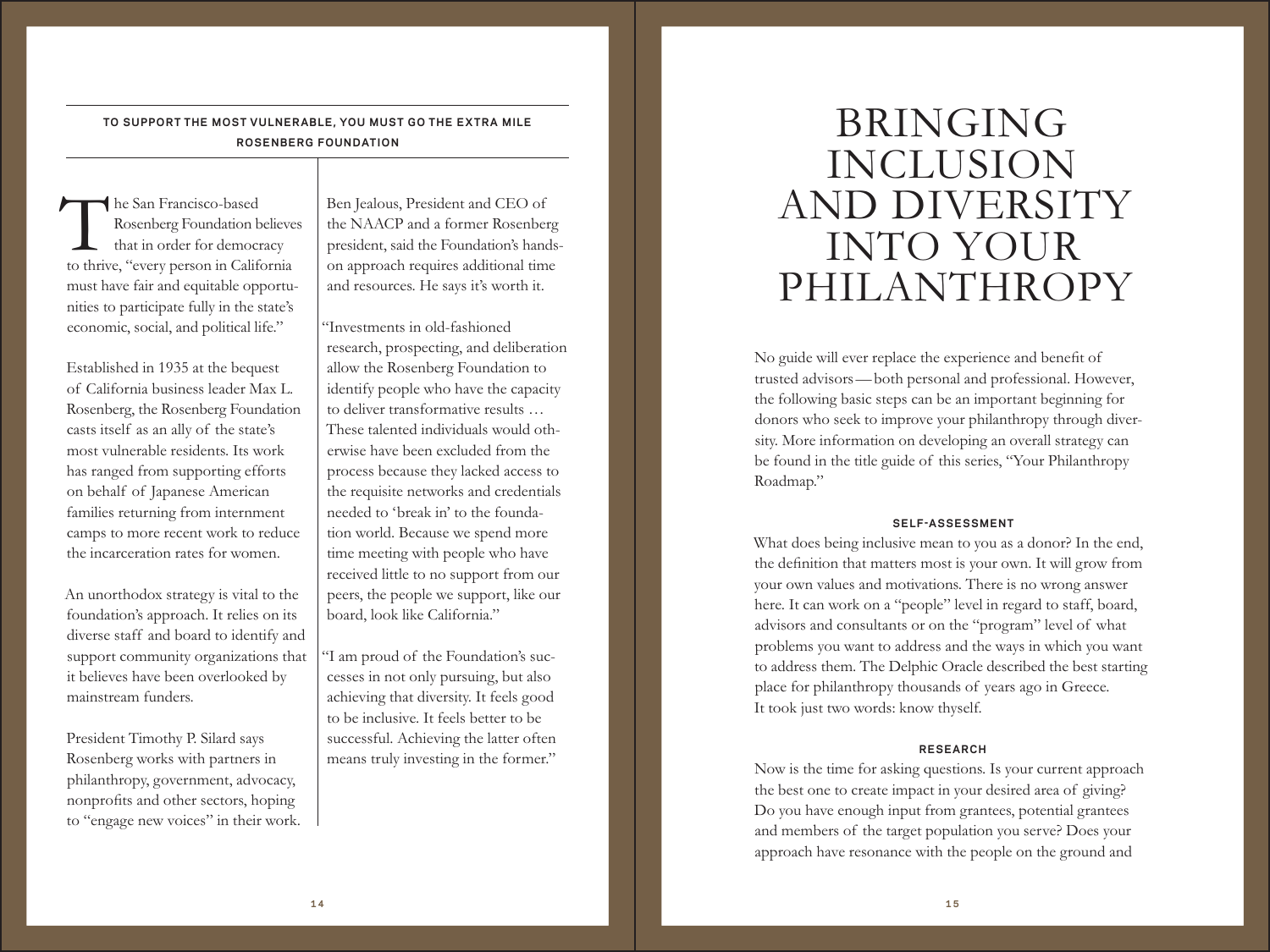### TO SUPPORT THE MOST VULNERABLE, YOU MUST GO THE EXTRA MILE
### ROSENBERG FOUNDATION

The San Francisco-based Rosenberg Foundation believes that in order for democracy to thrive, "every person in California must have fair and equitable opportunities to participate fully in the state's economic, social, and political life."

Established in 1935 at the bequest of California business leader Max L. Rosenberg, the Rosenberg Foundation casts itself as an ally of the state's most vulnerable residents. Its work has ranged from supporting efforts on behalf of Japanese American families returning from internment camps to more recent work to reduce the incarceration rates for women.

An unorthodox strategy is vital to the foundation's approach. It relies on its diverse staff and board to identify and support community organizations that it believes have been overlooked by mainstream funders.

President Timothy P. Silard says Rosenberg works with partners in philanthropy, government, advocacy, nonprofits and other sectors, hoping to "engage new voices" in their work.

Ben Jealous, President and CEO of the NAACP and a former Rosenberg president, said the Foundation's hands-on approach requires additional time and resources. He says it's worth it.

"Investments in old-fashioned research, prospecting, and deliberation allow the Rosenberg Foundation to identify people who have the capacity to deliver transformative results … These talented individuals would otherwise have been excluded from the process because they lacked access to the requisite networks and credentials needed to 'break in' to the foundation world. Because we spend more time meeting with people who have received little to no support from our peers, the people we support, like our board, look like California."

"I am proud of the Foundation's successes in not only pursuing, but also achieving that diversity. It feels good to be inclusive. It feels better to be successful. Achieving the latter often means truly investing in the former."

# BRINGING INCLUSION AND DIVERSITY INTO YOUR PHILANTHROPY

No guide will ever replace the experience and benefit of trusted advisors — both personal and professional. However, the following basic steps can be an important beginning for donors who seek to improve your philanthropy through diversity. More information on developing an overall strategy can be found in the title guide of this series, "Your Philanthropy Roadmap."

#### SELF-ASSESSMENT

What does being inclusive mean to you as a donor? In the end, the definition that matters most is your own. It will grow from your own values and motivations. There is no wrong answer here. It can work on a "people" level in regard to staff, board, advisors and consultants or on the "program" level of what problems you want to address and the ways in which you want to address them. The Delphic Oracle described the best starting place for philanthropy thousands of years ago in Greece. It took just two words: know thyself.

#### RESEARCH

Now is the time for asking questions. Is your current approach the best one to create impact in your desired area of giving? Do you have enough input from grantees, potential grantees and members of the target population you serve? Does your approach have resonance with the people on the ground and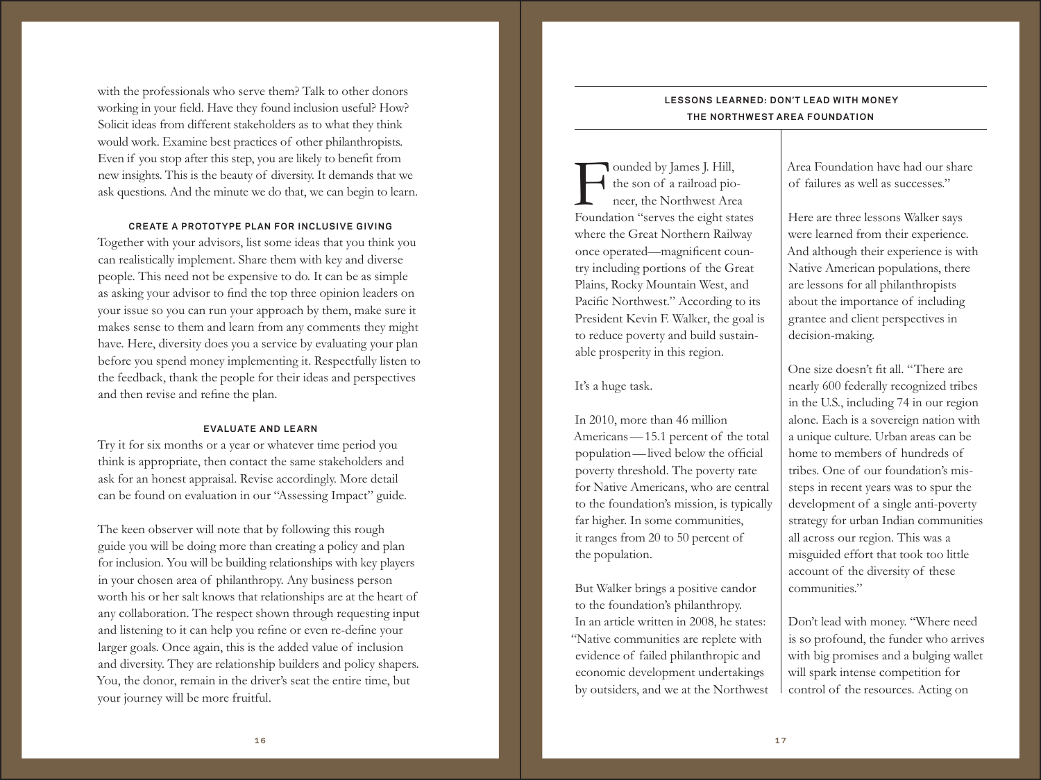with the professionals who serve them? Talk to other donors working in your field. Have they found inclusion useful? How? Solicit ideas from different stakeholders as to what they think would work. Examine best practices of other philanthropists. Even if you stop after this step, you are likely to benefit from new insights. This is the beauty of diversity. It demands that we ask questions. And the minute we do that, we can begin to learn.

### CREATE A PROTOTYPE PLAN FOR INCLUSIVE GIVING

Together with your advisors, list some ideas that you think you can realistically implement. Share them with key and diverse people. This need not be expensive to do. It can be as simple as asking your advisor to find the top three opinion leaders on your issue so you can run your approach by them, make sure it makes sense to them and learn from any comments they might have. Here, diversity does you a service by evaluating your plan before you spend money implementing it. Respectfully listen to the feedback, thank the people for their ideas and perspectives and then revise and refine the plan.

### EVALUATE AND LEARN

Try it for six months or a year or whatever time period you think is appropriate, then contact the same stakeholders and ask for an honest appraisal. Revise accordingly. More detail can be found on evaluation in our "Assessing Impact" guide.

The keen observer will note that by following this rough guide you will be doing more than creating a policy and plan for inclusion. You will be building relationships with key players in your chosen area of philanthropy. Any business person worth his or her salt knows that relationships are at the heart of any collaboration. The respect shown through requesting input and listening to it can help you refine or even re-define your larger goals. Once again, this is the added value of inclusion and diversity. They are relationship builders and policy shapers. You, the donor, remain in the driver's seat the entire time, but your journey will be more fruitful.

## LESSONS LEARNED: DON'T LEAD WITH MONEY
## THE NORTHWEST AREA FOUNDATION

Founded by James J. Hill, the son of a railroad pioneer, the Northwest Area Foundation "serves the eight states where the Great Northern Railway once operated—magnificent country including portions of the Great Plains, Rocky Mountain West, and Pacific Northwest." According to its President Kevin F. Walker, the goal is to reduce poverty and build sustainable prosperity in this region.

It's a huge task.

In 2010, more than 46 million Americans — 15.1 percent of the total population — lived below the official poverty threshold. The poverty rate for Native Americans, who are central to the foundation's mission, is typically far higher. In some communities, it ranges from 20 to 50 percent of the population.

But Walker brings a positive candor to the foundation's philanthropy. In an article written in 2008, he states: "Native communities are replete with evidence of failed philanthropic and economic development undertakings by outsiders, and we at the Northwest Area Foundation have had our share of failures as well as successes."

Here are three lessons Walker says were learned from their experience. And although their experience is with Native American populations, there are lessons for all philanthropists about the importance of including grantee and client perspectives in decision-making.

One size doesn't fit all. "There are nearly 600 federally recognized tribes in the U.S., including 74 in our region alone. Each is a sovereign nation with a unique culture. Urban areas can be home to members of hundreds of tribes. One of our foundation's missteps in recent years was to spur the development of a single anti-poverty strategy for urban Indian communities all across our region. This was a misguided effort that took too little account of the diversity of these communities."

Don't lead with money. "Where need is so profound, the funder who arrives with big promises and a bulging wallet will spark intense competition for control of the resources. Acting on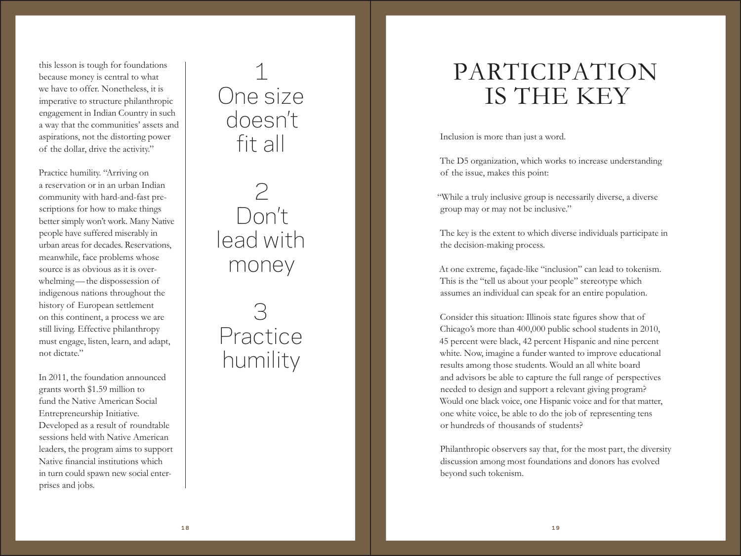this lesson is tough for foundations because money is central to what we have to offer. Nonetheless, it is imperative to structure philanthropic engagement in Indian Country in such a way that the communities' assets and aspirations, not the distorting power of the dollar, drive the activity."

Practice humility. "Arriving on a reservation or in an urban Indian community with hard-and-fast prescriptions for how to make things better simply won't work. Many Native people have suffered miserably in urban areas for decades. Reservations, meanwhile, face problems whose source is as obvious as it is overwhelming — the dispossession of indigenous nations throughout the history of European settlement on this continent, a process we are still living. Effective philanthropy must engage, listen, learn, and adapt, not dictate."

In 2011, the foundation announced grants worth $1.59 million to fund the Native American Social Entrepreneurship Initiative. Developed as a result of roundtable sessions held with Native American leaders, the program aims to support Native financial institutions which in turn could spawn new social enterprises and jobs.

1
One size doesn't fit all

2
Don't lead with money

3
Practice humility

# PARTICIPATION IS THE KEY

Inclusion is more than just a word.

The D5 organization, which works to increase understanding of the issue, makes this point:

"While a truly inclusive group is necessarily diverse, a diverse group may or may not be inclusive."

The key is the extent to which diverse individuals participate in the decision-making process.

At one extreme, façade-like "inclusion" can lead to tokenism. This is the "tell us about your people" stereotype which assumes an individual can speak for an entire population.

Consider this situation: Illinois state figures show that of Chicago's more than 400,000 public school students in 2010, 45 percent were black, 42 percent Hispanic and nine percent white. Now, imagine a funder wanted to improve educational results among those students. Would an all white board and advisors be able to capture the full range of perspectives needed to design and support a relevant giving program? Would one black voice, one Hispanic voice and for that matter, one white voice, be able to do the job of representing tens or hundreds of thousands of students?

Philanthropic observers say that, for the most part, the diversity discussion among most foundations and donors has evolved beyond such tokenism.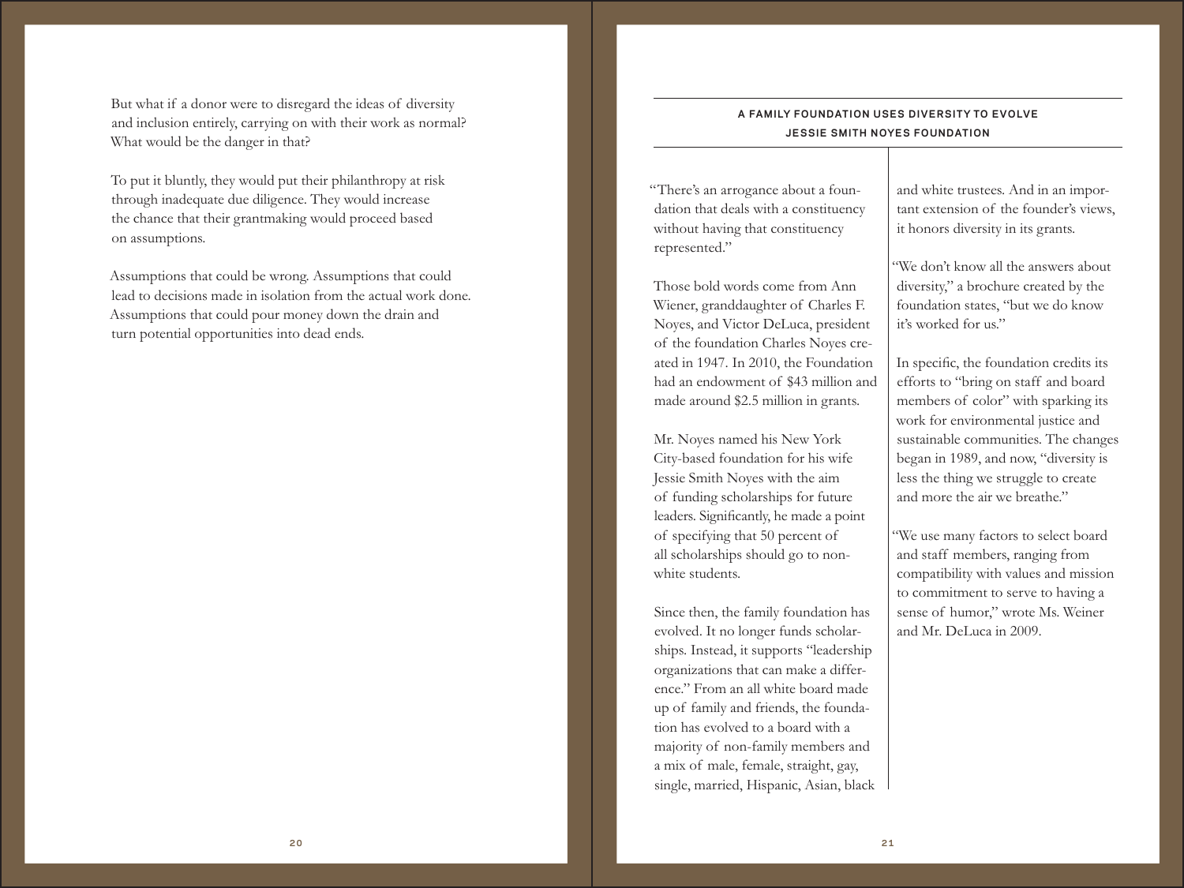But what if a donor were to disregard the ideas of diversity and inclusion entirely, carrying on with their work as normal? What would be the danger in that?

To put it bluntly, they would put their philanthropy at risk through inadequate due diligence. They would increase the chance that their grantmaking would proceed based on assumptions.

Assumptions that could be wrong. Assumptions that could lead to decisions made in isolation from the actual work done. Assumptions that could pour money down the drain and turn potential opportunities into dead ends.

## A FAMILY FOUNDATION USES DIVERSITY TO EVOLVE
### JESSIE SMITH NOYES FOUNDATION

"There's an arrogance about a foundation that deals with a constituency without having that constituency represented."

Those bold words come from Ann Wiener, granddaughter of Charles F. Noyes, and Victor DeLuca, president of the foundation Charles Noyes created in 1947. In 2010, the Foundation had an endowment of $43 million and made around $2.5 million in grants.

Mr. Noyes named his New York City-based foundation for his wife Jessie Smith Noyes with the aim of funding scholarships for future leaders. Significantly, he made a point of specifying that 50 percent of all scholarships should go to non-white students.

Since then, the family foundation has evolved. It no longer funds scholarships. Instead, it supports "leadership organizations that can make a difference." From an all white board made up of family and friends, the foundation has evolved to a board with a majority of non-family members and a mix of male, female, straight, gay, single, married, Hispanic, Asian, black and white trustees. And in an important extension of the founder's views, it honors diversity in its grants.

"We don't know all the answers about diversity," a brochure created by the foundation states, "but we do know it's worked for us."

In specific, the foundation credits its efforts to "bring on staff and board members of color" with sparking its work for environmental justice and sustainable communities. The changes began in 1989, and now, "diversity is less the thing we struggle to create and more the air we breathe."

"We use many factors to select board and staff members, ranging from compatibility with values and mission to commitment to serve to having a sense of humor," wrote Ms. Weiner and Mr. DeLuca in 2009.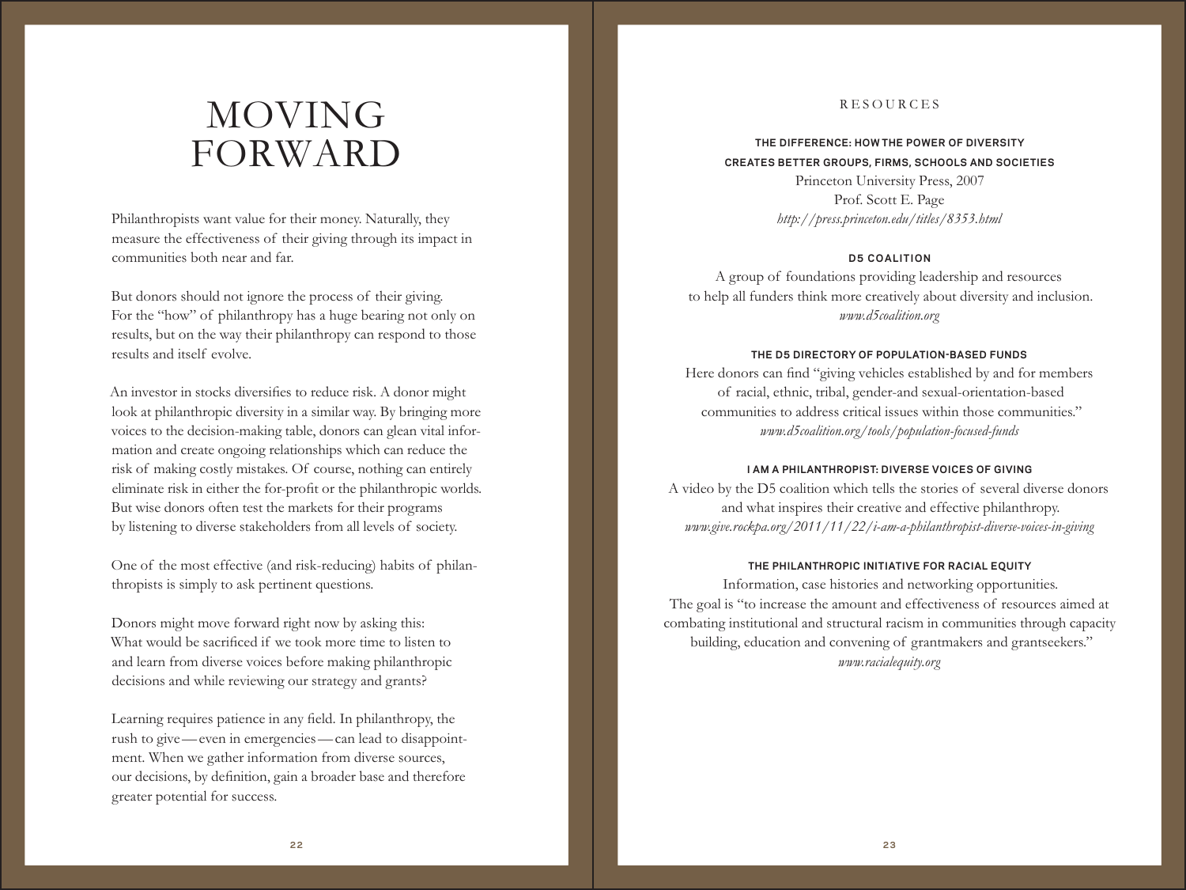# MOVING FORWARD

Philanthropists want value for their money. Naturally, they measure the effectiveness of their giving through its impact in communities both near and far.

But donors should not ignore the process of their giving. For the "how" of philanthropy has a huge bearing not only on results, but on the way their philanthropy can respond to those results and itself evolve.

An investor in stocks diversifies to reduce risk. A donor might look at philanthropic diversity in a similar way. By bringing more voices to the decision-making table, donors can glean vital information and create ongoing relationships which can reduce the risk of making costly mistakes. Of course, nothing can entirely eliminate risk in either the for-profit or the philanthropic worlds. But wise donors often test the markets for their programs by listening to diverse stakeholders from all levels of society.

One of the most effective (and risk-reducing) habits of philanthropists is simply to ask pertinent questions.

Donors might move forward right now by asking this: What would be sacrificed if we took more time to listen to and learn from diverse voices before making philanthropic decisions and while reviewing our strategy and grants?

Learning requires patience in any field. In philanthropy, the rush to give — even in emergencies — can lead to disappointment. When we gather information from diverse sources, our decisions, by definition, gain a broader base and therefore greater potential for success.

## RESOURCES

**THE DIFFERENCE: HOW THE POWER OF DIVERSITY CREATES BETTER GROUPS, FIRMS, SCHOOLS AND SOCIETIES**
Princeton University Press, 2007
Prof. Scott E. Page
*http://press.princeton.edu/titles/8353.html*

**D5 COALITION**
A group of foundations providing leadership and resources to help all funders think more creatively about diversity and inclusion.
*www.d5coalition.org*

**THE D5 DIRECTORY OF POPULATION-BASED FUNDS**
Here donors can find "giving vehicles established by and for members of racial, ethnic, tribal, gender-and sexual-orientation-based communities to address critical issues within those communities."
*www.d5coalition.org/tools/population-focused-funds*

**I AM A PHILANTHROPIST: DIVERSE VOICES OF GIVING**
A video by the D5 coalition which tells the stories of several diverse donors and what inspires their creative and effective philanthropy.
*www.give.rockpa.org/2011/11/22/i-am-a-philanthropist-diverse-voices-in-giving*

**THE PHILANTHROPIC INITIATIVE FOR RACIAL EQUITY**
Information, case histories and networking opportunities. The goal is "to increase the amount and effectiveness of resources aimed at combating institutional and structural racism in communities through capacity building, education and convening of grantmakers and grantseekers."
*www.racialequity.org*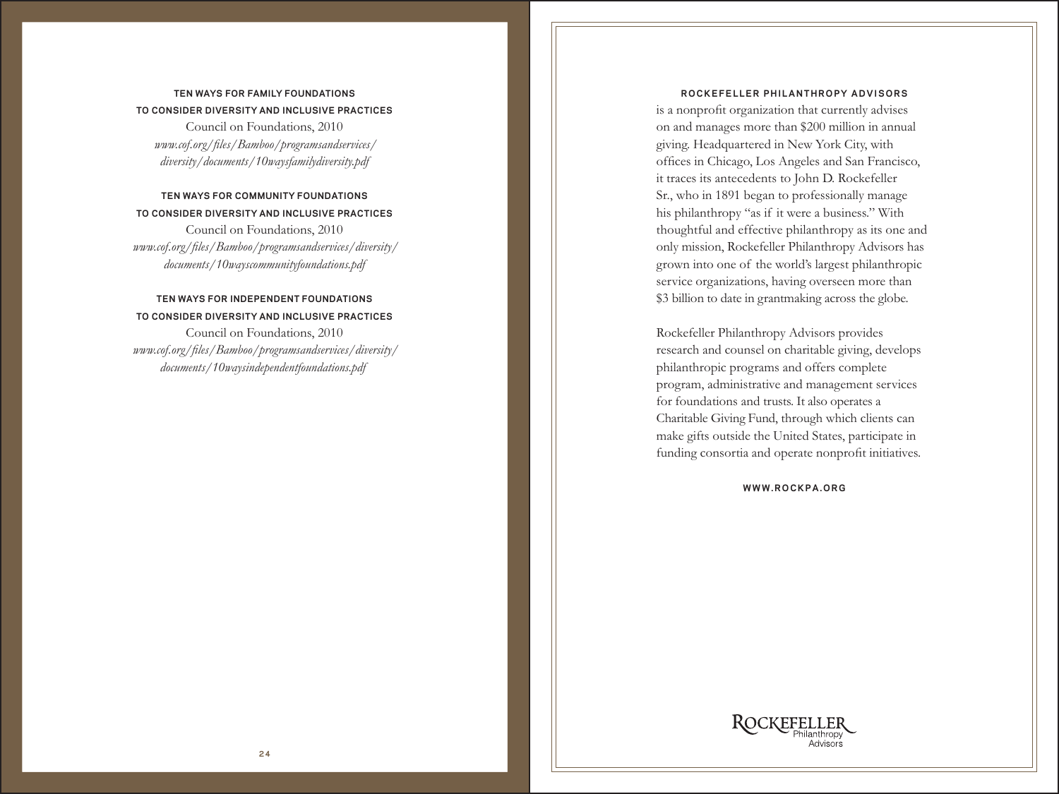**TEN WAYS FOR FAMILY FOUNDATIONS TO CONSIDER DIVERSITY AND INCLUSIVE PRACTICES**
Council on Foundations, 2010
*www.cof.org/files/Bamboo/programsandservices/diversity/documents/10waysfamilydiversity.pdf*

**TEN WAYS FOR COMMUNITY FOUNDATIONS TO CONSIDER DIVERSITY AND INCLUSIVE PRACTICES**
Council on Foundations, 2010
*www.cof.org/files/Bamboo/programsandservices/diversity/documents/10wayscommunityfoundations.pdf*

**TEN WAYS FOR INDEPENDENT FOUNDATIONS TO CONSIDER DIVERSITY AND INCLUSIVE PRACTICES**
Council on Foundations, 2010
*www.cof.org/files/Bamboo/programsandservices/diversity/documents/10waysindependentfoundations.pdf*

**ROCKEFELLER PHILANTHROPY ADVISORS** is a nonprofit organization that currently advises on and manages more than $200 million in annual giving. Headquartered in New York City, with offices in Chicago, Los Angeles and San Francisco, it traces its antecedents to John D. Rockefeller Sr., who in 1891 began to professionally manage his philanthropy "as if it were a business." With thoughtful and effective philanthropy as its one and only mission, Rockefeller Philanthropy Advisors has grown into one of the world's largest philanthropic service organizations, having overseen more than $3 billion to date in grantmaking across the globe.

Rockefeller Philanthropy Advisors provides research and counsel on charitable giving, develops philanthropic programs and offers complete program, administrative and management services for foundations and trusts. It also operates a Charitable Giving Fund, through which clients can make gifts outside the United States, participate in funding consortia and operate nonprofit initiatives.

**WWW.ROCKPA.ORG**

ROCKEFELLER Philanthropy Advisors